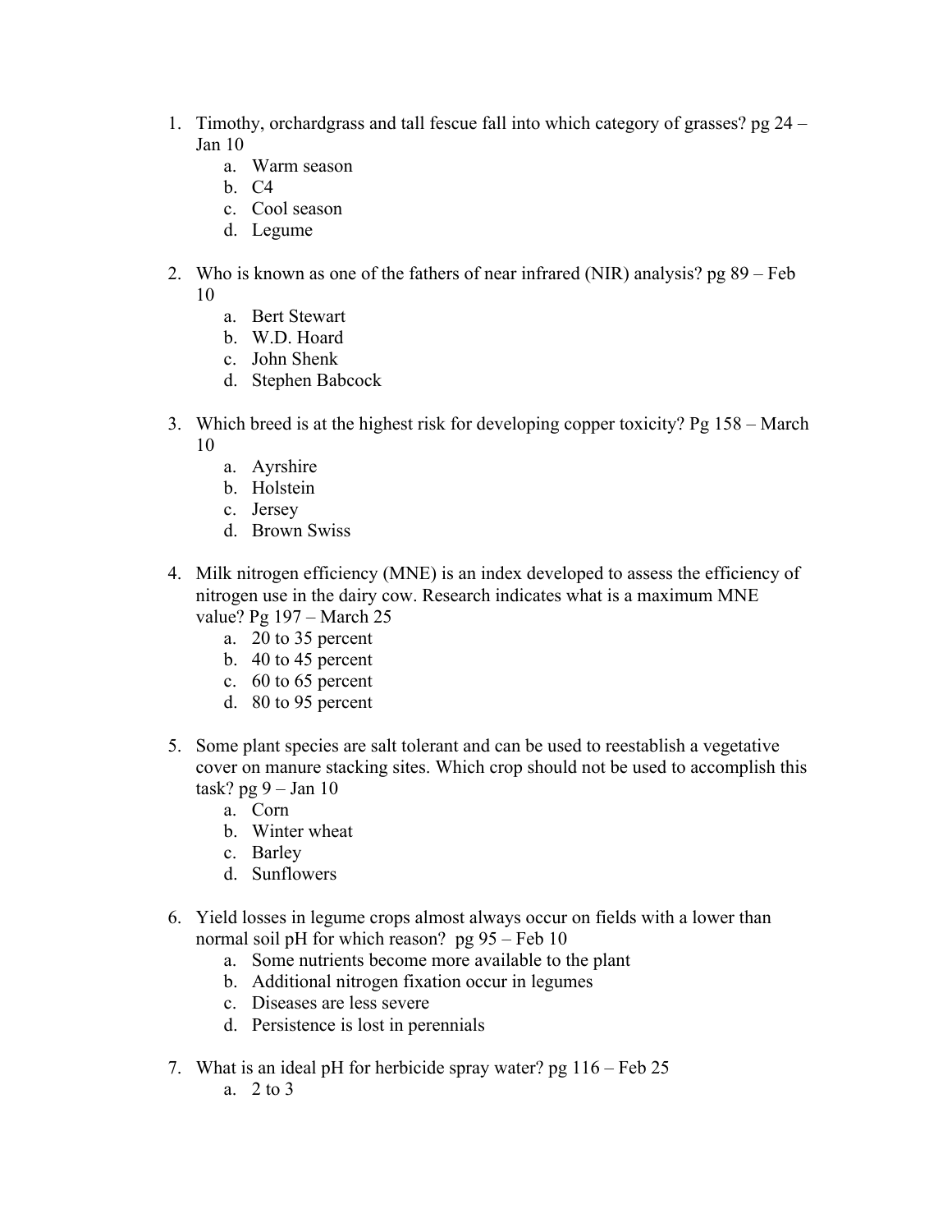1. Timothy, orchardgrass and tall fescue fall into which category of grasses? pg 24 – Jan 10
    a. Warm season
    b. C4
    c. Cool season
    d. Legume

2. Who is known as one of the fathers of near infrared (NIR) analysis? pg 89 – Feb 10
    a. Bert Stewart
    b. W.D. Hoard
    c. John Shenk
    d. Stephen Babcock

3. Which breed is at the highest risk for developing copper toxicity? Pg 158 – March 10
    a. Ayrshire
    b. Holstein
    c. Jersey
    d. Brown Swiss

4. Milk nitrogen efficiency (MNE) is an index developed to assess the efficiency of nitrogen use in the dairy cow. Research indicates what is a maximum MNE value? Pg 197 – March 25
    a. 20 to 35 percent
    b. 40 to 45 percent
    c. 60 to 65 percent
    d. 80 to 95 percent

5. Some plant species are salt tolerant and can be used to reestablish a vegetative cover on manure stacking sites. Which crop should not be used to accomplish this task? pg 9 – Jan 10
    a. Corn
    b. Winter wheat
    c. Barley
    d. Sunflowers

6. Yield losses in legume crops almost always occur on fields with a lower than normal soil pH for which reason? pg 95 – Feb 10
    a. Some nutrients become more available to the plant
    b. Additional nitrogen fixation occur in legumes
    c. Diseases are less severe
    d. Persistence is lost in perennials

7. What is an ideal pH for herbicide spray water? pg 116 – Feb 25
    a. 2 to 3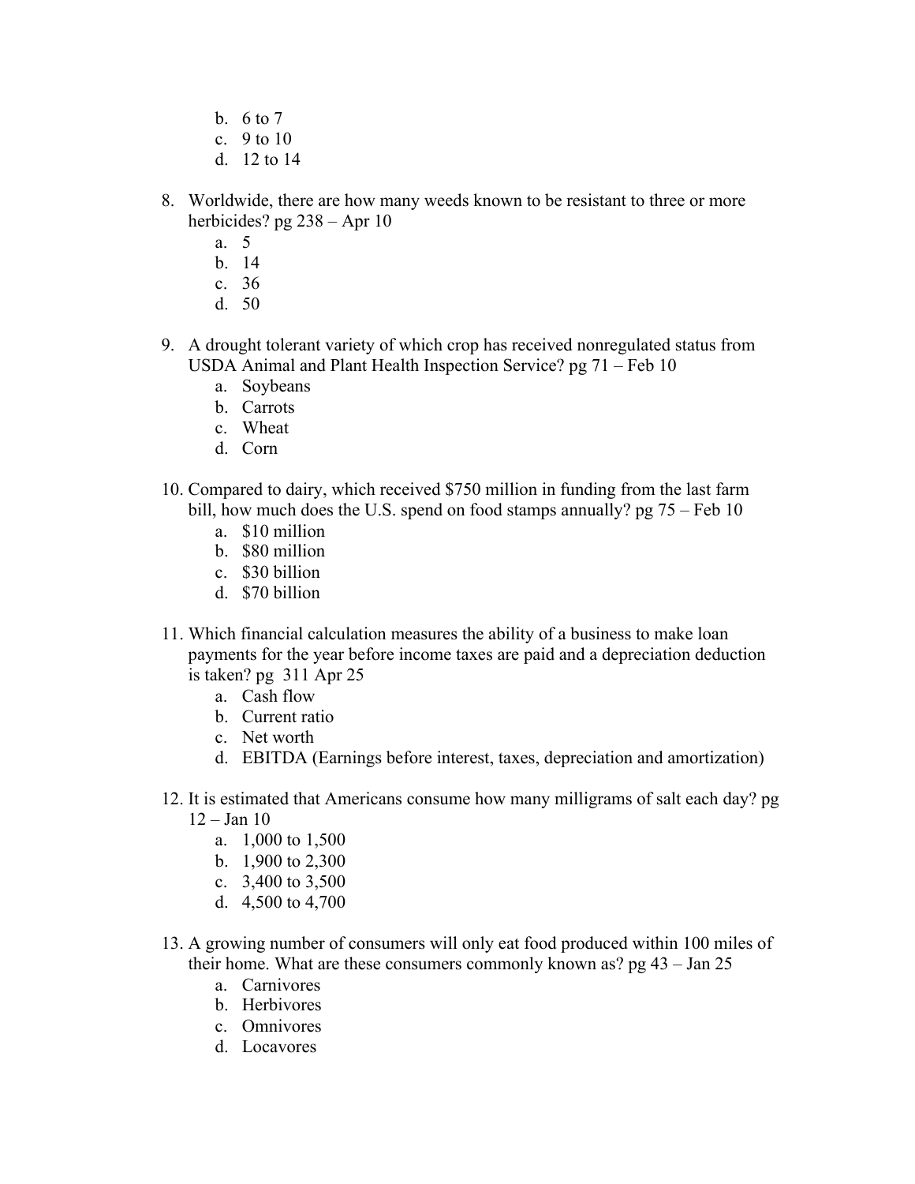b. 6 to 7
   c. 9 to 10
   d. 12 to 14

8. Worldwide, there are how many weeds known to be resistant to three or more herbicides? pg 238 – Apr 10
   a. 5
   b. 14
   c. 36
   d. 50

9. A drought tolerant variety of which crop has received nonregulated status from USDA Animal and Plant Health Inspection Service? pg 71 – Feb 10
   a. Soybeans
   b. Carrots
   c. Wheat
   d. Corn

10. Compared to dairy, which received $750 million in funding from the last farm bill, how much does the U.S. spend on food stamps annually? pg 75 – Feb 10
    a. $10 million
    b. $80 million
    c. $30 billion
    d. $70 billion

11. Which financial calculation measures the ability of a business to make loan payments for the year before income taxes are paid and a depreciation deduction is taken? pg 311 Apr 25
    a. Cash flow
    b. Current ratio
    c. Net worth
    d. EBITDA (Earnings before interest, taxes, depreciation and amortization)

12. It is estimated that Americans consume how many milligrams of salt each day? pg 12 – Jan 10
    a. 1,000 to 1,500
    b. 1,900 to 2,300
    c. 3,400 to 3,500
    d. 4,500 to 4,700

13. A growing number of consumers will only eat food produced within 100 miles of their home. What are these consumers commonly known as? pg 43 – Jan 25
    a. Carnivores
    b. Herbivores
    c. Omnivores
    d. Locavores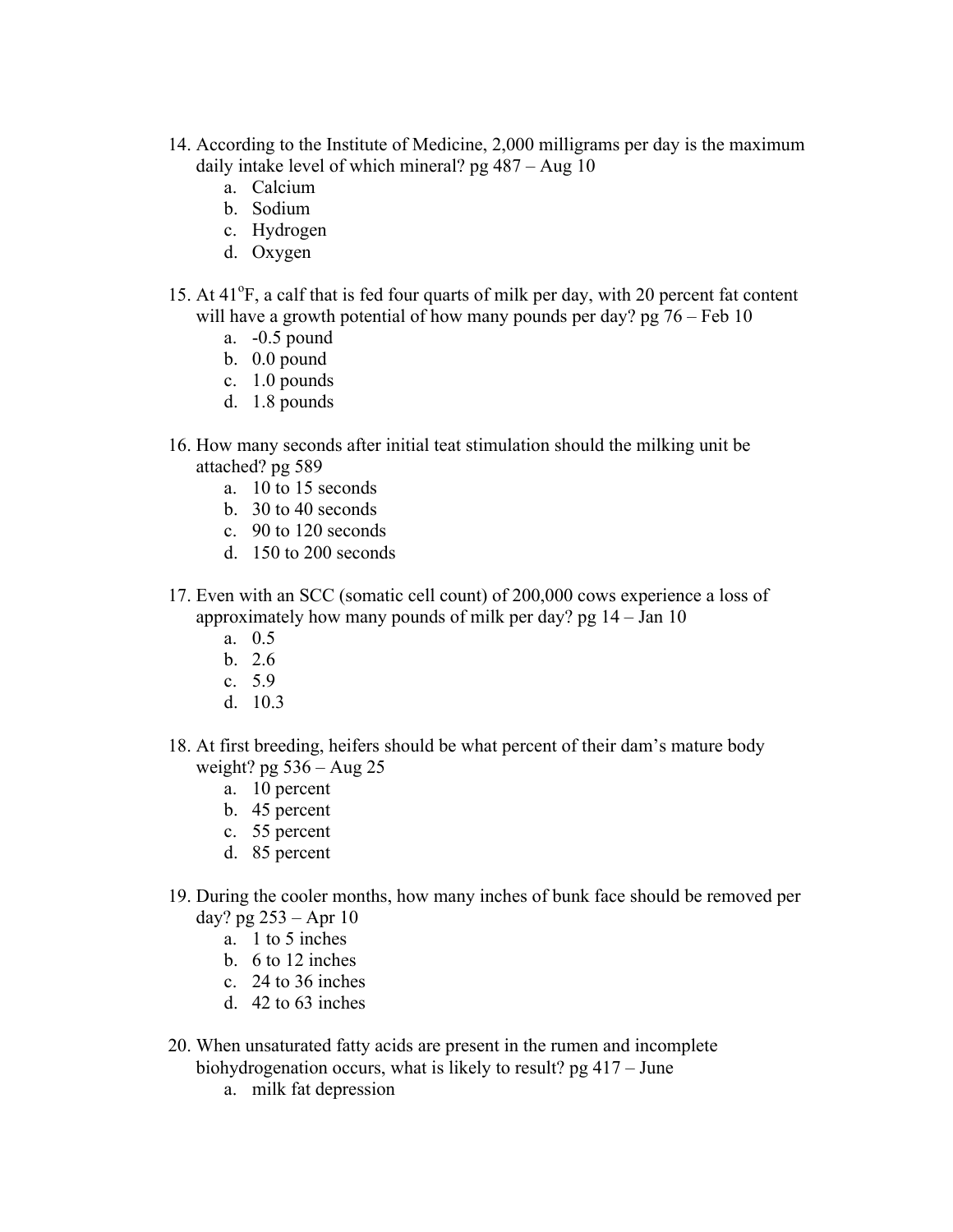14. According to the Institute of Medicine, 2,000 milligrams per day is the maximum daily intake level of which mineral? pg 487 – Aug 10
    a. Calcium
    b. Sodium
    c. Hydrogen
    d. Oxygen

15. At 41$^{o}$F, a calf that is fed four quarts of milk per day, with 20 percent fat content will have a growth potential of how many pounds per day? pg 76 – Feb 10
    a. -0.5 pound
    b. 0.0 pound
    c. 1.0 pounds
    d. 1.8 pounds

16. How many seconds after initial teat stimulation should the milking unit be attached? pg 589
    a. 10 to 15 seconds
    b. 30 to 40 seconds
    c. 90 to 120 seconds
    d. 150 to 200 seconds

17. Even with an SCC (somatic cell count) of 200,000 cows experience a loss of approximately how many pounds of milk per day? pg 14 – Jan 10
    a. 0.5
    b. 2.6
    c. 5.9
    d. 10.3

18. At first breeding, heifers should be what percent of their dam's mature body weight? pg 536 – Aug 25
    a. 10 percent
    b. 45 percent
    c. 55 percent
    d. 85 percent

19. During the cooler months, how many inches of bunk face should be removed per day? pg 253 – Apr 10
    a. 1 to 5 inches
    b. 6 to 12 inches
    c. 24 to 36 inches
    d. 42 to 63 inches

20. When unsaturated fatty acids are present in the rumen and incomplete biohydrogenation occurs, what is likely to result? pg 417 – June
    a. milk fat depression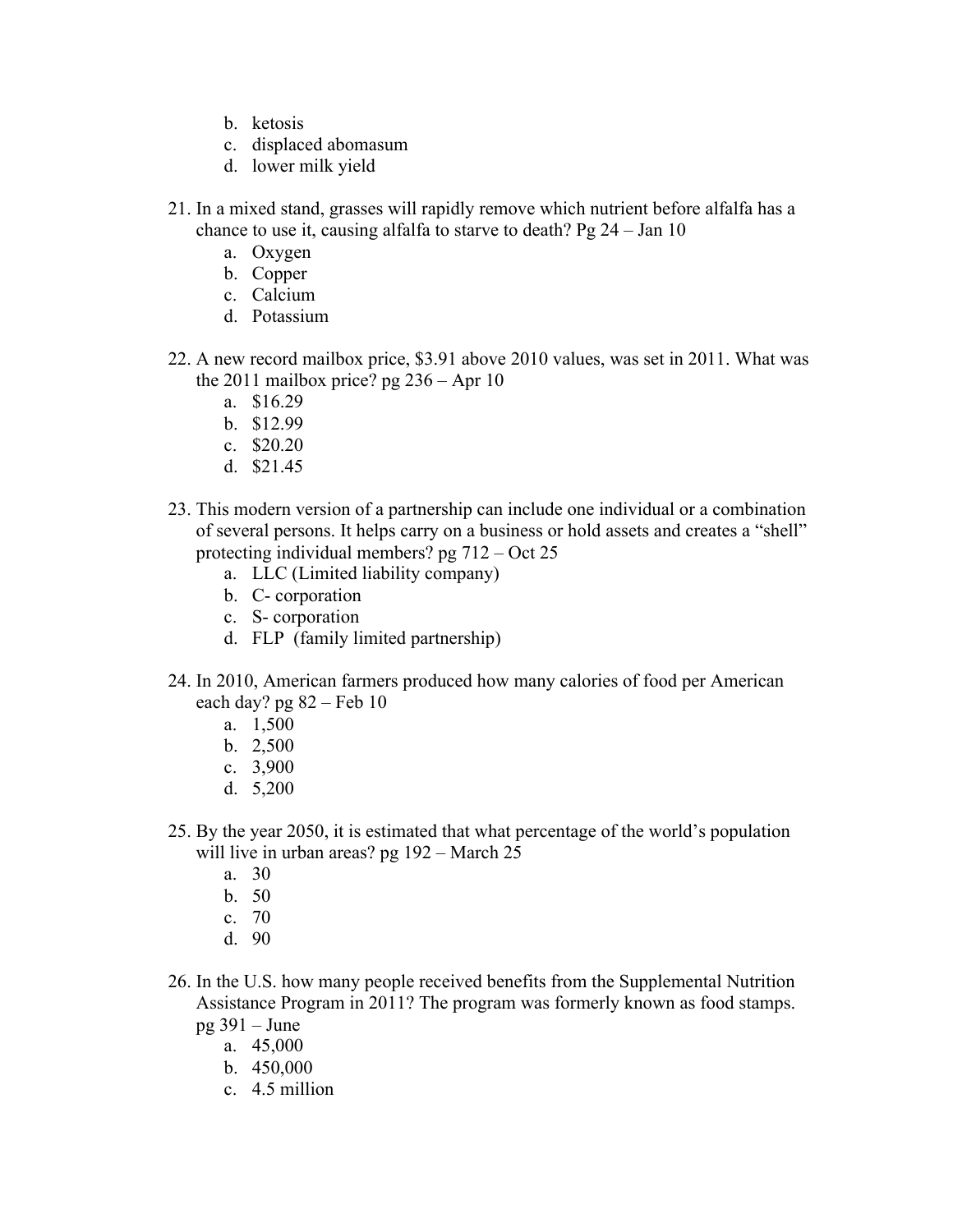b. ketosis
c. displaced abomasum
d. lower milk yield

21. In a mixed stand, grasses will rapidly remove which nutrient before alfalfa has a chance to use it, causing alfalfa to starve to death? Pg 24 – Jan 10
    a. Oxygen
    b. Copper
    c. Calcium
    d. Potassium

22. A new record mailbox price, $3.91 above 2010 values, was set in 2011. What was the 2011 mailbox price? pg 236 – Apr 10
    a. $16.29
    b. $12.99
    c. $20.20
    d. $21.45

23. This modern version of a partnership can include one individual or a combination of several persons. It helps carry on a business or hold assets and creates a "shell" protecting individual members? pg 712 – Oct 25
    a. LLC (Limited liability company)
    b. C- corporation
    c. S- corporation
    d. FLP (family limited partnership)

24. In 2010, American farmers produced how many calories of food per American each day? pg 82 – Feb 10
    a. 1,500
    b. 2,500
    c. 3,900
    d. 5,200

25. By the year 2050, it is estimated that what percentage of the world's population will live in urban areas? pg 192 – March 25
    a. 30
    b. 50
    c. 70
    d. 90

26. In the U.S. how many people received benefits from the Supplemental Nutrition Assistance Program in 2011? The program was formerly known as food stamps. pg 391 – June
    a. 45,000
    b. 450,000
    c. 4.5 million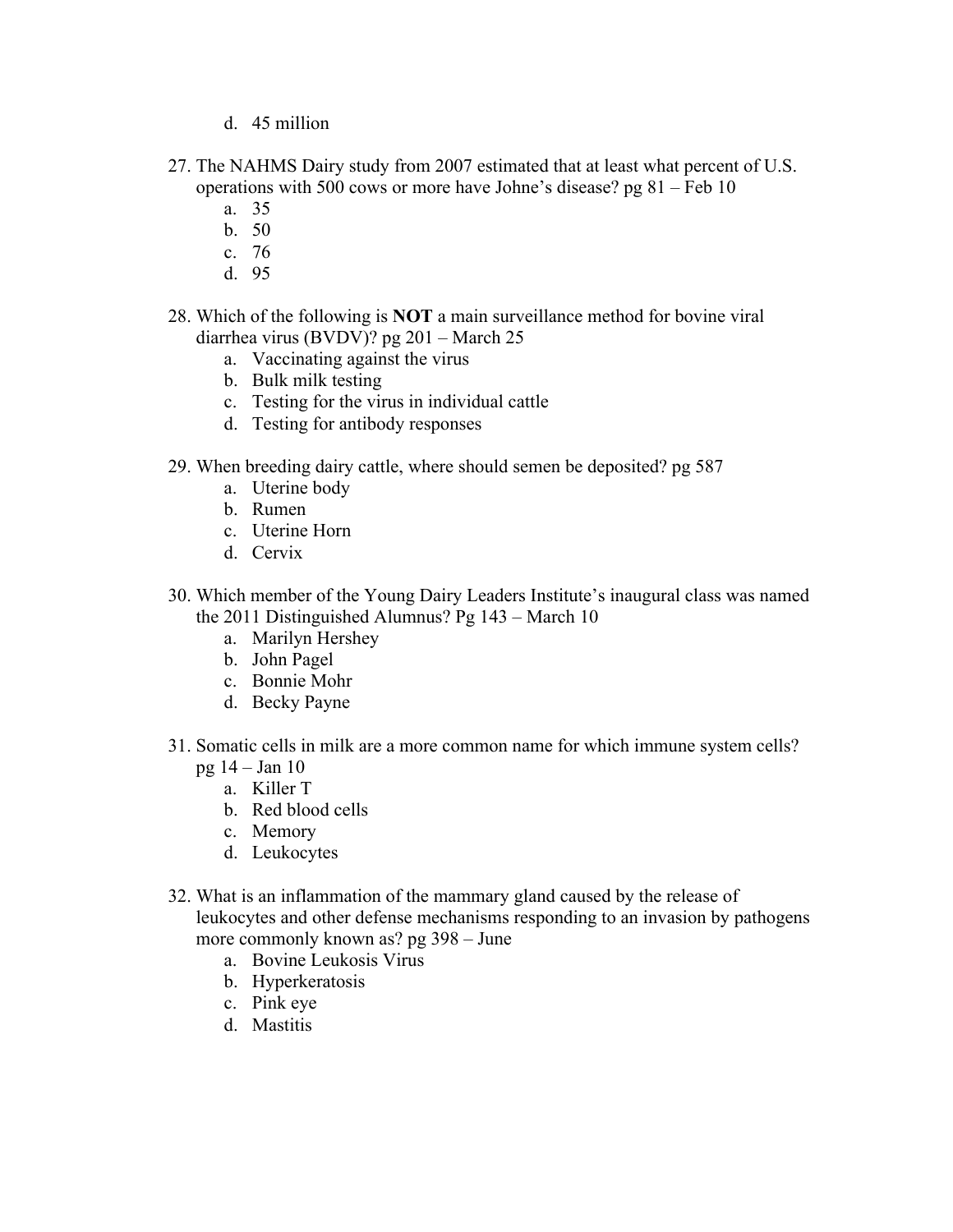d. 45 million

27. The NAHMS Dairy study from 2007 estimated that at least what percent of U.S. operations with 500 cows or more have Johne's disease? pg 81 – Feb 10
    a. 35
    b. 50
    c. 76
    d. 95

28. Which of the following is **NOT** a main surveillance method for bovine viral diarrhea virus (BVDV)? pg 201 – March 25
    a. Vaccinating against the virus
    b. Bulk milk testing
    c. Testing for the virus in individual cattle
    d. Testing for antibody responses

29. When breeding dairy cattle, where should semen be deposited? pg 587
    a. Uterine body
    b. Rumen
    c. Uterine Horn
    d. Cervix

30. Which member of the Young Dairy Leaders Institute's inaugural class was named the 2011 Distinguished Alumnus? Pg 143 – March 10
    a. Marilyn Hershey
    b. John Pagel
    c. Bonnie Mohr
    d. Becky Payne

31. Somatic cells in milk are a more common name for which immune system cells? pg 14 – Jan 10
    a. Killer T
    b. Red blood cells
    c. Memory
    d. Leukocytes

32. What is an inflammation of the mammary gland caused by the release of leukocytes and other defense mechanisms responding to an invasion by pathogens more commonly known as? pg 398 – June
    a. Bovine Leukosis Virus
    b. Hyperkeratosis
    c. Pink eye
    d. Mastitis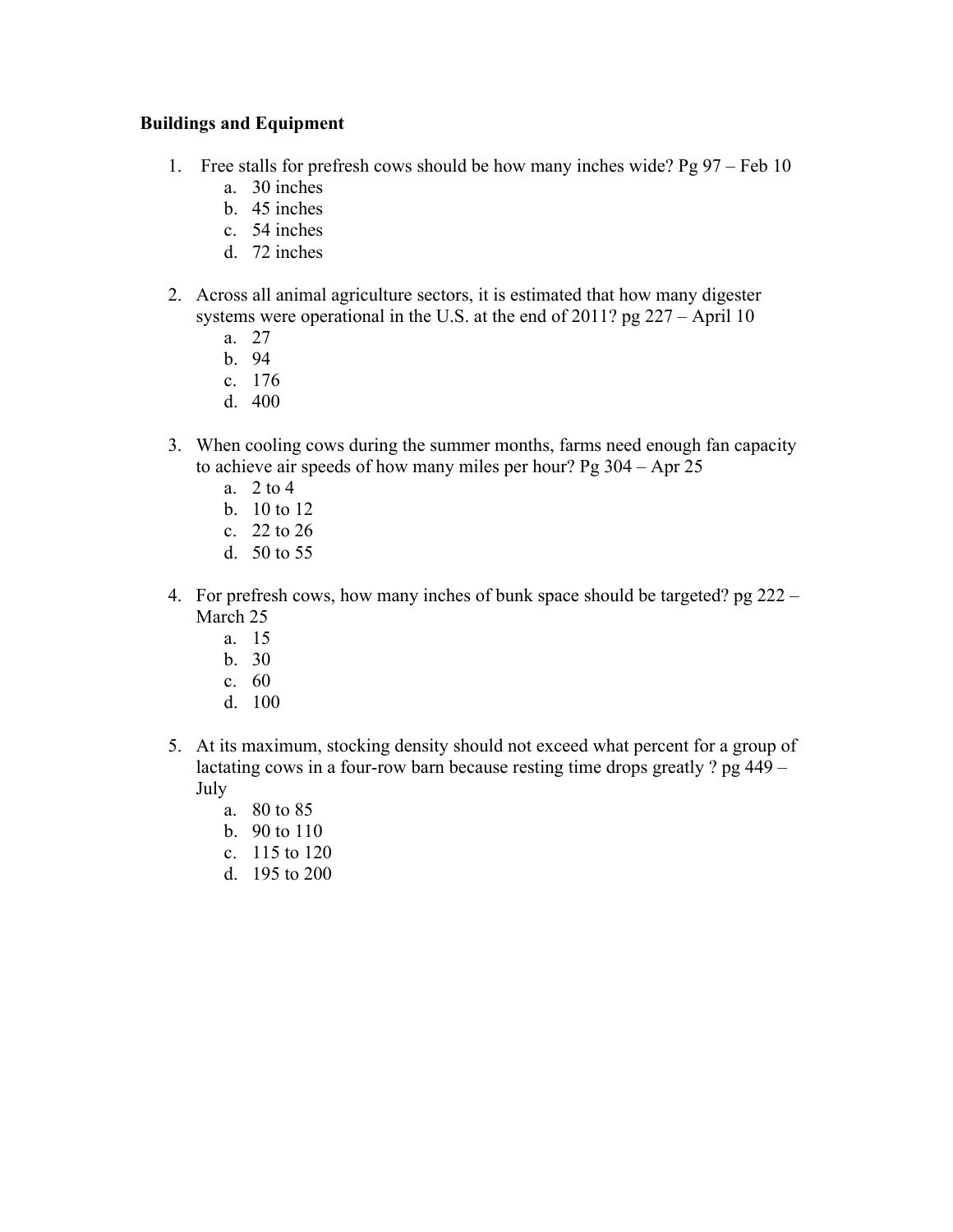**Buildings and Equipment**

1. Free stalls for prefresh cows should be how many inches wide? Pg 97 – Feb 10
    a. 30 inches
    b. 45 inches
    c. 54 inches
    d. 72 inches

2. Across all animal agriculture sectors, it is estimated that how many digester systems were operational in the U.S. at the end of 2011? pg 227 – April 10
    a. 27
    b. 94
    c. 176
    d. 400

3. When cooling cows during the summer months, farms need enough fan capacity to achieve air speeds of how many miles per hour? Pg 304 – Apr 25
    a. 2 to 4
    b. 10 to 12
    c. 22 to 26
    d. 50 to 55

4. For prefresh cows, how many inches of bunk space should be targeted? pg 222 – March 25
    a. 15
    b. 30
    c. 60
    d. 100

5. At its maximum, stocking density should not exceed what percent for a group of lactating cows in a four-row barn because resting time drops greatly ? pg 449 – July
    a. 80 to 85
    b. 90 to 110
    c. 115 to 120
    d. 195 to 200